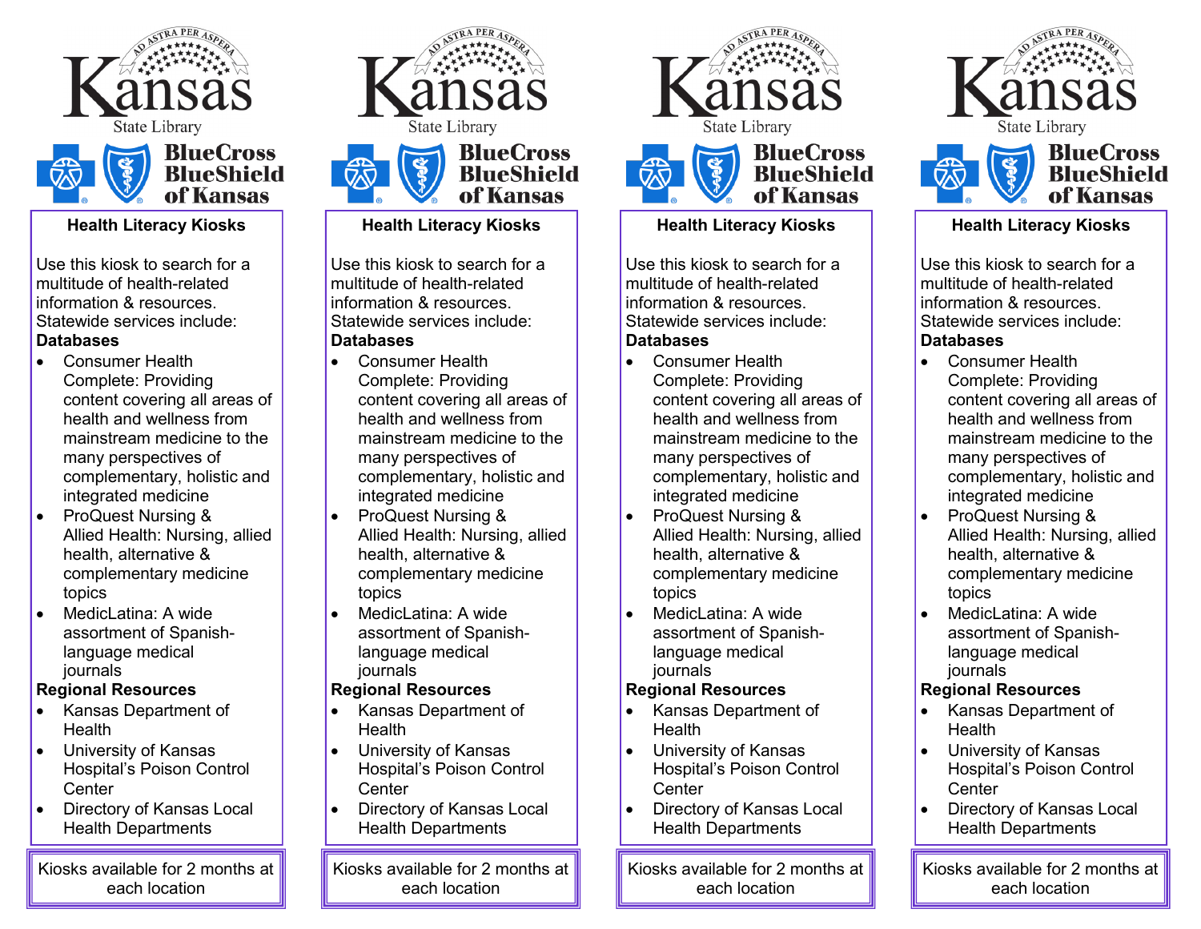Kansas State Library

AD ASTRA PER ASPERA

BlueCross BlueShield of Kansas

## Health Literacy Kiosks

Use this kiosk to search for a multitude of health-related information & resources. Statewide services include:

**Databases**

- Consumer Health Complete: Providing content covering all areas of health and wellness from mainstream medicine to the many perspectives of complementary, holistic and integrated medicine
- ProQuest Nursing & Allied Health: Nursing, allied health, alternative & complementary medicine topics
- MedicLatina: A wide assortment of Spanish-language medical journals

**Regional Resources**

- Kansas Department of Health
- University of Kansas Hospital's Poison Control Center
- Directory of Kansas Local Health Departments

Kiosks available for 2 months at each location

---

Kansas State Library

AD ASTRA PER ASPERA

BlueCross BlueShield of Kansas

## Health Literacy Kiosks

Use this kiosk to search for a multitude of health-related information & resources. Statewide services include:

**Databases**

- Consumer Health Complete: Providing content covering all areas of health and wellness from mainstream medicine to the many perspectives of complementary, holistic and integrated medicine
- ProQuest Nursing & Allied Health: Nursing, allied health, alternative & complementary medicine topics
- MedicLatina: A wide assortment of Spanish-language medical journals

**Regional Resources**

- Kansas Department of Health
- University of Kansas Hospital's Poison Control Center
- Directory of Kansas Local Health Departments

Kiosks available for 2 months at each location

---

Kansas State Library

AD ASTRA PER ASPERA

BlueCross BlueShield of Kansas

## Health Literacy Kiosks

Use this kiosk to search for a multitude of health-related information & resources. Statewide services include:

**Databases**

- Consumer Health Complete: Providing content covering all areas of health and wellness from mainstream medicine to the many perspectives of complementary, holistic and integrated medicine
- ProQuest Nursing & Allied Health: Nursing, allied health, alternative & complementary medicine topics
- MedicLatina: A wide assortment of Spanish-language medical journals

**Regional Resources**

- Kansas Department of Health
- University of Kansas Hospital's Poison Control Center
- Directory of Kansas Local Health Departments

Kiosks available for 2 months at each location

---

Kansas State Library

AD ASTRA PER ASPERA

BlueCross BlueShield of Kansas

## Health Literacy Kiosks

Use this kiosk to search for a multitude of health-related information & resources. Statewide services include:

**Databases**

- Consumer Health Complete: Providing content covering all areas of health and wellness from mainstream medicine to the many perspectives of complementary, holistic and integrated medicine
- ProQuest Nursing & Allied Health: Nursing, allied health, alternative & complementary medicine topics
- MedicLatina: A wide assortment of Spanish-language medical journals

**Regional Resources**

- Kansas Department of Health
- University of Kansas Hospital's Poison Control Center
- Directory of Kansas Local Health Departments

Kiosks available for 2 months at each location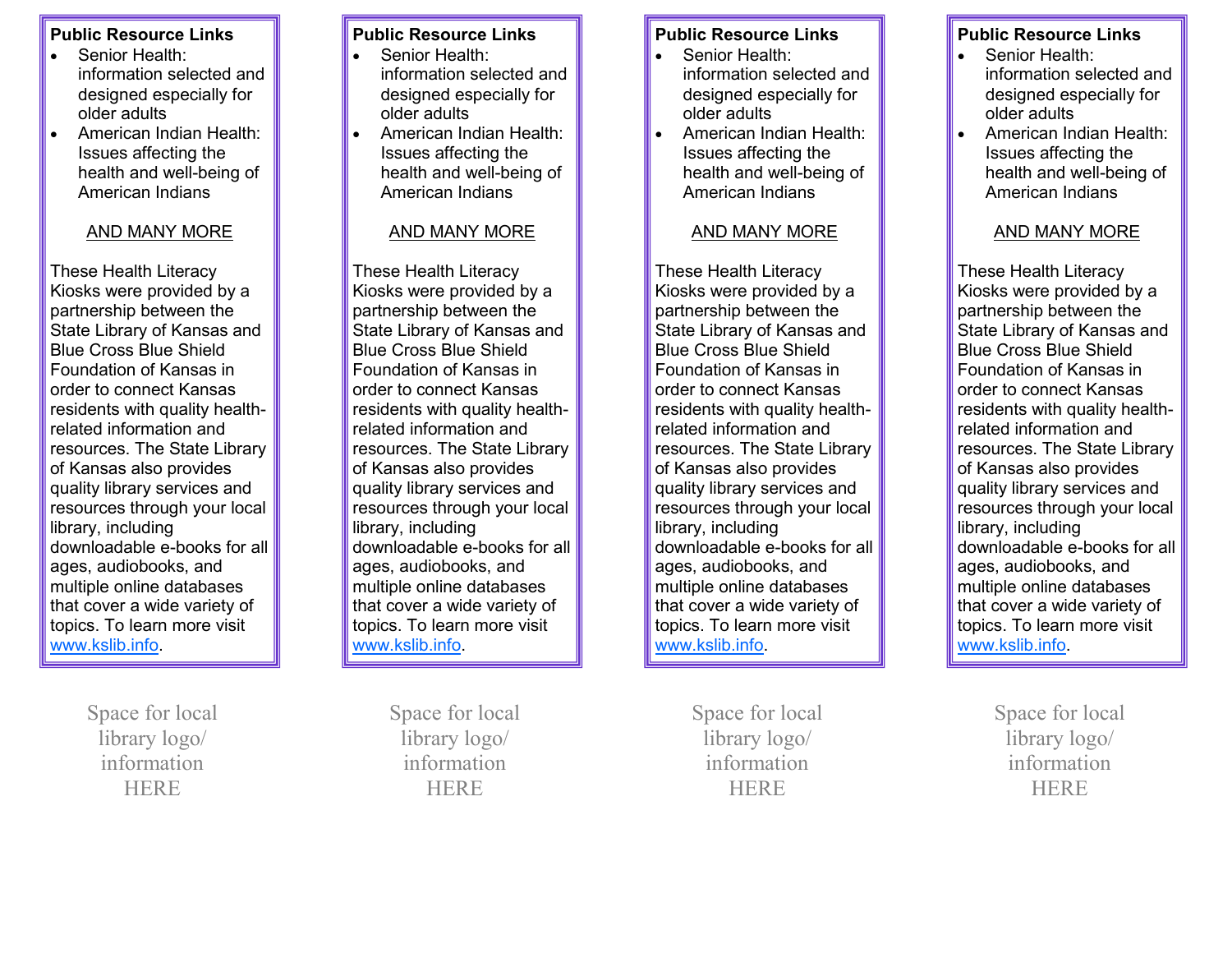**Public Resource Links**

- Senior Health: information selected and designed especially for older adults
- American Indian Health: Issues affecting the health and well-being of American Indians

AND MANY MORE

These Health Literacy Kiosks were provided by a partnership between the State Library of Kansas and Blue Cross Blue Shield Foundation of Kansas in order to connect Kansas residents with quality health-related information and resources. The State Library of Kansas also provides quality library services and resources through your local library, including downloadable e-books for all ages, audiobooks, and multiple online databases that cover a wide variety of topics. To learn more visit www.kslib.info.

Space for local library logo/ information HERE

**Public Resource Links**

- Senior Health: information selected and designed especially for older adults
- American Indian Health: Issues affecting the health and well-being of American Indians

AND MANY MORE

These Health Literacy Kiosks were provided by a partnership between the State Library of Kansas and Blue Cross Blue Shield Foundation of Kansas in order to connect Kansas residents with quality health-related information and resources. The State Library of Kansas also provides quality library services and resources through your local library, including downloadable e-books for all ages, audiobooks, and multiple online databases that cover a wide variety of topics. To learn more visit www.kslib.info.

Space for local library logo/ information HERE

**Public Resource Links**

- Senior Health: information selected and designed especially for older adults
- American Indian Health: Issues affecting the health and well-being of American Indians

AND MANY MORE

These Health Literacy Kiosks were provided by a partnership between the State Library of Kansas and Blue Cross Blue Shield Foundation of Kansas in order to connect Kansas residents with quality health-related information and resources. The State Library of Kansas also provides quality library services and resources through your local library, including downloadable e-books for all ages, audiobooks, and multiple online databases that cover a wide variety of topics. To learn more visit www.kslib.info.

Space for local library logo/ information HERE

**Public Resource Links**

- Senior Health: information selected and designed especially for older adults
- American Indian Health: Issues affecting the health and well-being of American Indians

AND MANY MORE

These Health Literacy Kiosks were provided by a partnership between the State Library of Kansas and Blue Cross Blue Shield Foundation of Kansas in order to connect Kansas residents with quality health-related information and resources. The State Library of Kansas also provides quality library services and resources through your local library, including downloadable e-books for all ages, audiobooks, and multiple online databases that cover a wide variety of topics. To learn more visit www.kslib.info.

Space for local library logo/ information HERE